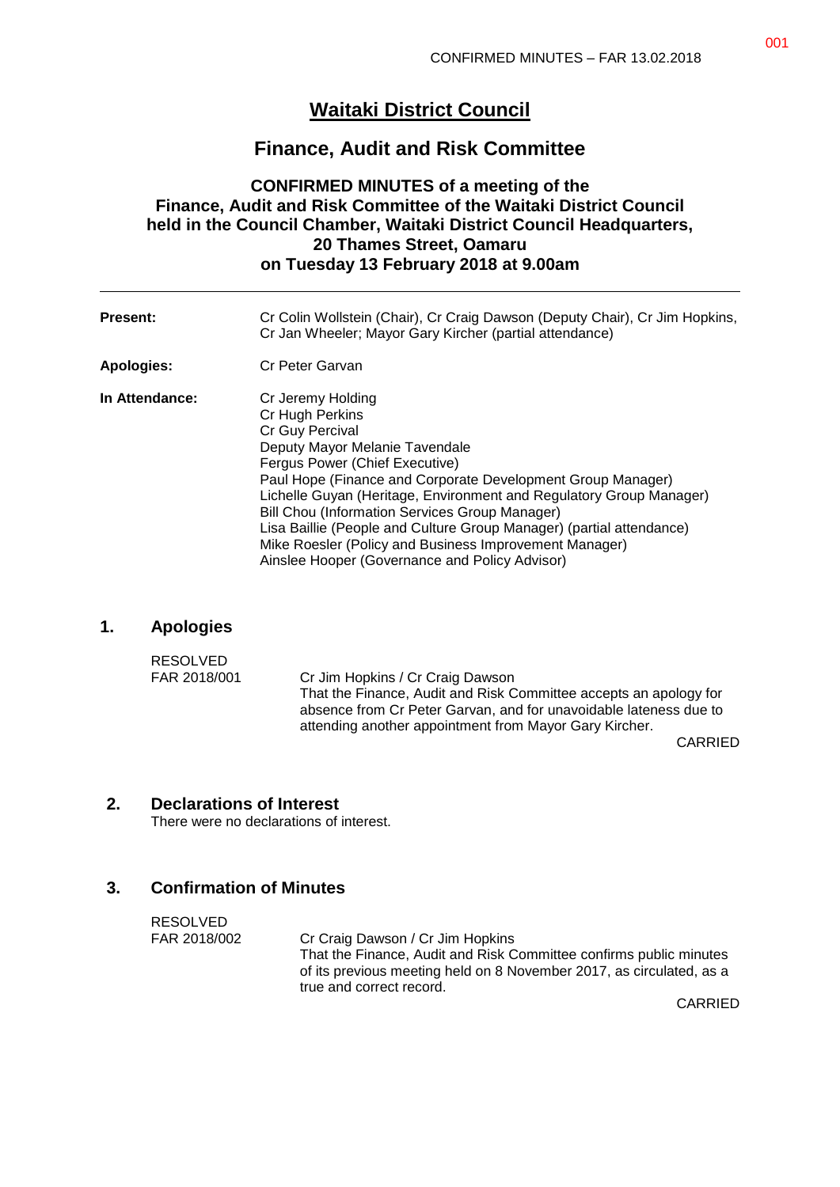# Waitaki District Council

## Finance, Audit and Risk Committee

**CONFIRMED MINUTES of a meeting of the Finance, Audit and Risk Committee of the Waitaki District Council held in the Council Chamber, Waitaki District Council Headquarters, 20 Thames Street, Oamaru on Tuesday 13 February 2018 at 9.00am**

---

**Present:** Cr Colin Wollstein (Chair), Cr Craig Dawson (Deputy Chair), Cr Jim Hopkins, Cr Jan Wheeler; Mayor Gary Kircher (partial attendance)

**Apologies:** Cr Peter Garvan

**In Attendance:**
Cr Jeremy Holding
Cr Hugh Perkins
Cr Guy Percival
Deputy Mayor Melanie Tavendale
Fergus Power (Chief Executive)
Paul Hope (Finance and Corporate Development Group Manager)
Lichelle Guyan (Heritage, Environment and Regulatory Group Manager)
Bill Chou (Information Services Group Manager)
Lisa Baillie (People and Culture Group Manager) (partial attendance)
Mike Roesler (Policy and Business Improvement Manager)
Ainslee Hooper (Governance and Policy Advisor)

## 1. Apologies

RESOLVED
FAR 2018/001

Cr Jim Hopkins / Cr Craig Dawson
That the Finance, Audit and Risk Committee accepts an apology for absence from Cr Peter Garvan, and for unavoidable lateness due to attending another appointment from Mayor Gary Kircher.

CARRIED

## 2. Declarations of Interest

There were no declarations of interest.

## 3. Confirmation of Minutes

RESOLVED
FAR 2018/002

Cr Craig Dawson / Cr Jim Hopkins
That the Finance, Audit and Risk Committee confirms public minutes of its previous meeting held on 8 November 2017, as circulated, as a true and correct record.

CARRIED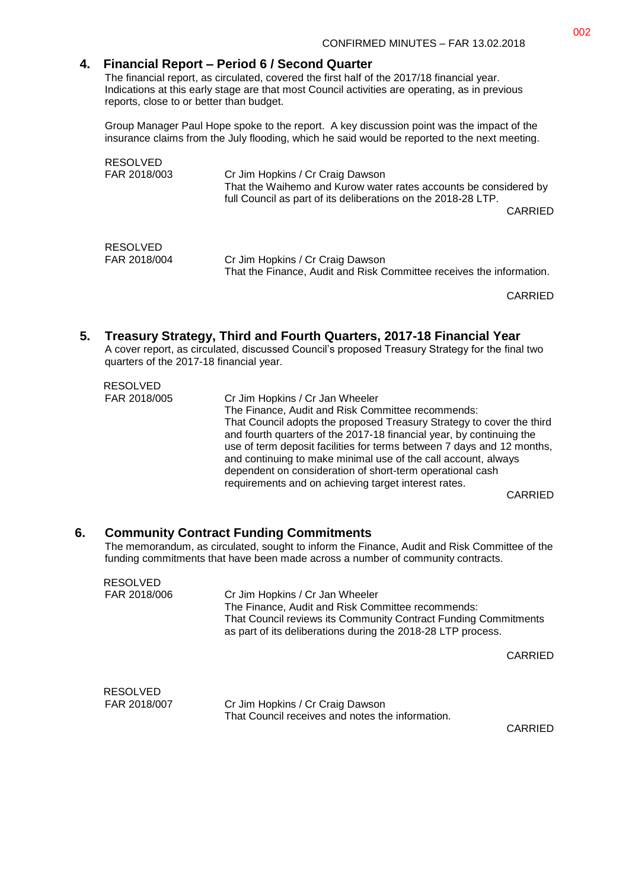## 4. Financial Report – Period 6 / Second Quarter

The financial report, as circulated, covered the first half of the 2017/18 financial year. Indications at this early stage are that most Council activities are operating, as in previous reports, close to or better than budget.

Group Manager Paul Hope spoke to the report. A key discussion point was the impact of the insurance claims from the July flooding, which he said would be reported to the next meeting.

RESOLVED
FAR 2018/003 — Cr Jim Hopkins / Cr Craig Dawson
That the Waihemo and Kurow water rates accounts be considered by full Council as part of its deliberations on the 2018-28 LTP.

CARRIED

RESOLVED
FAR 2018/004 — Cr Jim Hopkins / Cr Craig Dawson
That the Finance, Audit and Risk Committee receives the information.

CARRIED

## 5. Treasury Strategy, Third and Fourth Quarters, 2017-18 Financial Year

A cover report, as circulated, discussed Council's proposed Treasury Strategy for the final two quarters of the 2017-18 financial year.

RESOLVED
FAR 2018/005 — Cr Jim Hopkins / Cr Jan Wheeler
The Finance, Audit and Risk Committee recommends:
That Council adopts the proposed Treasury Strategy to cover the third and fourth quarters of the 2017-18 financial year, by continuing the use of term deposit facilities for terms between 7 days and 12 months, and continuing to make minimal use of the call account, always dependent on consideration of short-term operational cash requirements and on achieving target interest rates.

CARRIED

## 6. Community Contract Funding Commitments

The memorandum, as circulated, sought to inform the Finance, Audit and Risk Committee of the funding commitments that have been made across a number of community contracts.

RESOLVED
FAR 2018/006 — Cr Jim Hopkins / Cr Jan Wheeler
The Finance, Audit and Risk Committee recommends:
That Council reviews its Community Contract Funding Commitments as part of its deliberations during the 2018-28 LTP process.

CARRIED

RESOLVED
FAR 2018/007 — Cr Jim Hopkins / Cr Craig Dawson
That Council receives and notes the information.

CARRIED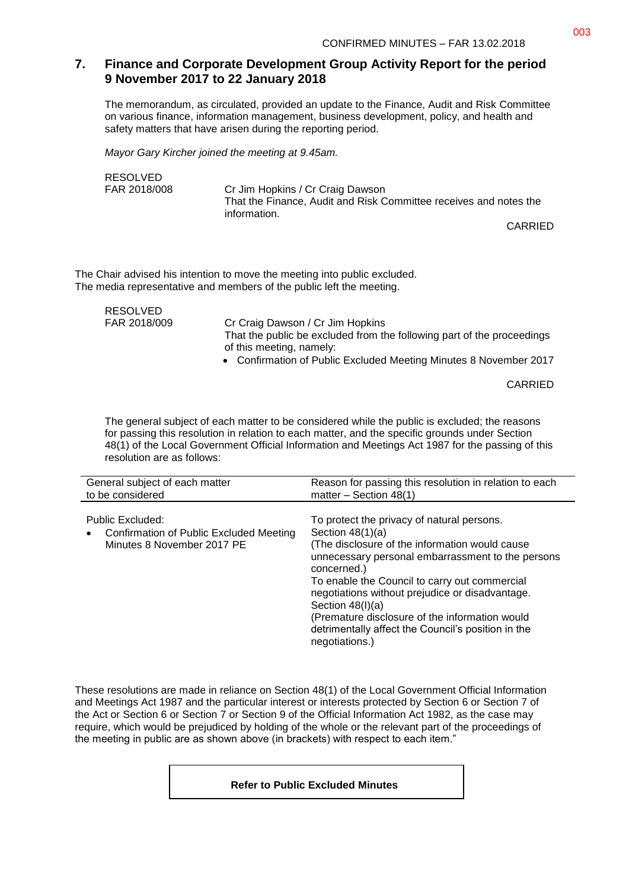## 7. Finance and Corporate Development Group Activity Report for the period 9 November 2017 to 22 January 2018

The memorandum, as circulated, provided an update to the Finance, Audit and Risk Committee on various finance, information management, business development, policy, and health and safety matters that have arisen during the reporting period.

*Mayor Gary Kircher joined the meeting at 9.45am.*

RESOLVED
FAR 2018/008 Cr Jim Hopkins / Cr Craig Dawson
That the Finance, Audit and Risk Committee receives and notes the information.

CARRIED

The Chair advised his intention to move the meeting into public excluded.
The media representative and members of the public left the meeting.

RESOLVED
FAR 2018/009 Cr Craig Dawson / Cr Jim Hopkins
That the public be excluded from the following part of the proceedings of this meeting, namely:

- Confirmation of Public Excluded Meeting Minutes 8 November 2017

CARRIED

The general subject of each matter to be considered while the public is excluded; the reasons for passing this resolution in relation to each matter, and the specific grounds under Section 48(1) of the Local Government Official Information and Meetings Act 1987 for the passing of this resolution are as follows:

| General subject of each matter to be considered | Reason for passing this resolution in relation to each matter – Section 48(1) |
|---|---|
| Public Excluded:<br>• Confirmation of Public Excluded Meeting Minutes 8 November 2017 PE | To protect the privacy of natural persons.<br>Section 48(1)(a)<br>(The disclosure of the information would cause unnecessary personal embarrassment to the persons concerned.)<br>To enable the Council to carry out commercial negotiations without prejudice or disadvantage.<br>Section 48(I)(a)<br>(Premature disclosure of the information would detrimentally affect the Council's position in the negotiations.) |

These resolutions are made in reliance on Section 48(1) of the Local Government Official Information and Meetings Act 1987 and the particular interest or interests protected by Section 6 or Section 7 of the Act or Section 6 or Section 7 or Section 9 of the Official Information Act 1982, as the case may require, which would be prejudiced by holding of the whole or the relevant part of the proceedings of the meeting in public are as shown above (in brackets) with respect to each item."

**Refer to Public Excluded Minutes**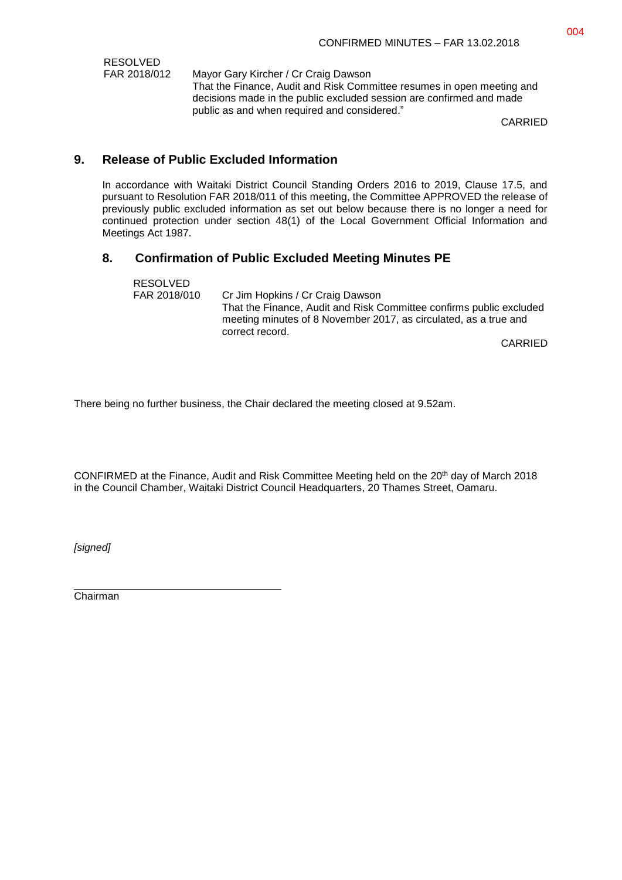RESOLVED
FAR 2018/012 Mayor Gary Kircher / Cr Craig Dawson

That the Finance, Audit and Risk Committee resumes in open meeting and decisions made in the public excluded session are confirmed and made public as and when required and considered."

CARRIED

## 9. Release of Public Excluded Information

In accordance with Waitaki District Council Standing Orders 2016 to 2019, Clause 17.5, and pursuant to Resolution FAR 2018/011 of this meeting, the Committee APPROVED the release of previously public excluded information as set out below because there is no longer a need for continued protection under section 48(1) of the Local Government Official Information and Meetings Act 1987.

## 8. Confirmation of Public Excluded Meeting Minutes PE

RESOLVED
FAR 2018/010 Cr Jim Hopkins / Cr Craig Dawson

That the Finance, Audit and Risk Committee confirms public excluded meeting minutes of 8 November 2017, as circulated, as a true and correct record.

CARRIED

There being no further business, the Chair declared the meeting closed at 9.52am.

CONFIRMED at the Finance, Audit and Risk Committee Meeting held on the 20th day of March 2018 in the Council Chamber, Waitaki District Council Headquarters, 20 Thames Street, Oamaru.

*[signed]*

Chairman